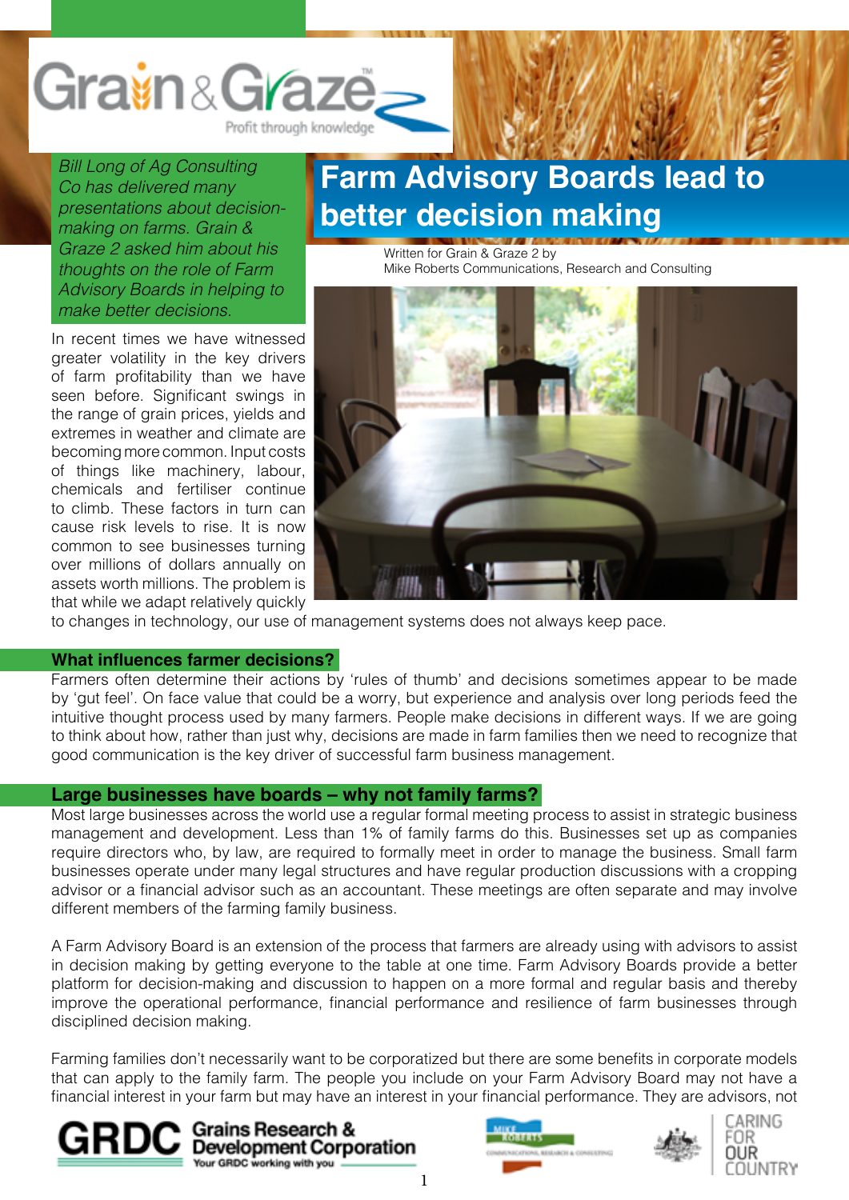# Farm Advisory Boards lead to better decision making

Written for Grain & Graze 2 by
Mike Roberts Communications, Research and Consulting

*Bill Long of Ag Consulting Co has delivered many presentations about decision-making on farms. Grain & Graze 2 asked him about his thoughts on the role of Farm Advisory Boards in helping to make better decisions.*

In recent times we have witnessed greater volatility in the key drivers of farm profitability than we have seen before. Significant swings in the range of grain prices, yields and extremes in weather and climate are becoming more common. Input costs of things like machinery, labour, chemicals and fertiliser continue to climb. These factors in turn can cause risk levels to rise. It is now common to see businesses turning over millions of dollars annually on assets worth millions. The problem is that while we adapt relatively quickly to changes in technology, our use of management systems does not always keep pace.

## What influences farmer decisions?

Farmers often determine their actions by 'rules of thumb' and decisions sometimes appear to be made by 'gut feel'. On face value that could be a worry, but experience and analysis over long periods feed the intuitive thought process used by many farmers. People make decisions in different ways. If we are going to think about how, rather than just why, decisions are made in farm families then we need to recognize that good communication is the key driver of successful farm business management.

## Large businesses have boards – why not family farms?

Most large businesses across the world use a regular formal meeting process to assist in strategic business management and development. Less than 1% of family farms do this. Businesses set up as companies require directors who, by law, are required to formally meet in order to manage the business. Small farm businesses operate under many legal structures and have regular production discussions with a cropping advisor or a financial advisor such as an accountant. These meetings are often separate and may involve different members of the farming family business.

A Farm Advisory Board is an extension of the process that farmers are already using with advisors to assist in decision making by getting everyone to the table at one time. Farm Advisory Boards provide a better platform for decision-making and discussion to happen on a more formal and regular basis and thereby improve the operational performance, financial performance and resilience of farm businesses through disciplined decision making.

Farming families don't necessarily want to be corporatized but there are some benefits in corporate models that can apply to the family farm. The people you include on your Farm Advisory Board may not have a financial interest in your farm but may have an interest in your financial performance. They are advisors, not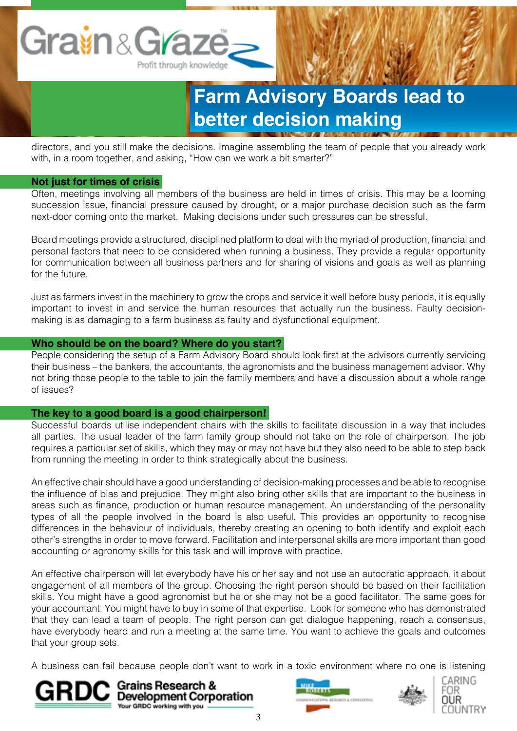directors, and you still make the decisions. Imagine assembling the team of people that you already work with, in a room together, and asking, "How can we work a bit smarter?"

## Not just for times of crisis

Often, meetings involving all members of the business are held in times of crisis. This may be a looming succession issue, financial pressure caused by drought, or a major purchase decision such as the farm next-door coming onto the market. Making decisions under such pressures can be stressful.

Board meetings provide a structured, disciplined platform to deal with the myriad of production, financial and personal factors that need to be considered when running a business. They provide a regular opportunity for communication between all business partners and for sharing of visions and goals as well as planning for the future.

Just as farmers invest in the machinery to grow the crops and service it well before busy periods, it is equally important to invest in and service the human resources that actually run the business. Faulty decision-making is as damaging to a farm business as faulty and dysfunctional equipment.

## Who should be on the board? Where do you start?

People considering the setup of a Farm Advisory Board should look first at the advisors currently servicing their business – the bankers, the accountants, the agronomists and the business management advisor. Why not bring those people to the table to join the family members and have a discussion about a whole range of issues?

## The key to a good board is a good chairperson!

Successful boards utilise independent chairs with the skills to facilitate discussion in a way that includes all parties. The usual leader of the farm family group should not take on the role of chairperson. The job requires a particular set of skills, which they may or may not have but they also need to be able to step back from running the meeting in order to think strategically about the business.

An effective chair should have a good understanding of decision-making processes and be able to recognise the influence of bias and prejudice. They might also bring other skills that are important to the business in areas such as finance, production or human resource management. An understanding of the personality types of all the people involved in the board is also useful. This provides an opportunity to recognise differences in the behaviour of individuals, thereby creating an opening to both identify and exploit each other's strengths in order to move forward. Facilitation and interpersonal skills are more important than good accounting or agronomy skills for this task and will improve with practice.

An effective chairperson will let everybody have his or her say and not use an autocratic approach, it about engagement of all members of the group. Choosing the right person should be based on their facilitation skills. You might have a good agronomist but he or she may not be a good facilitator. The same goes for your accountant. You might have to buy in some of that expertise. Look for someone who has demonstrated that they can lead a team of people. The right person can get dialogue happening, reach a consensus, have everybody heard and run a meeting at the same time. You want to achieve the goals and outcomes that your group sets.

A business can fail because people don't want to work in a toxic environment where no one is listening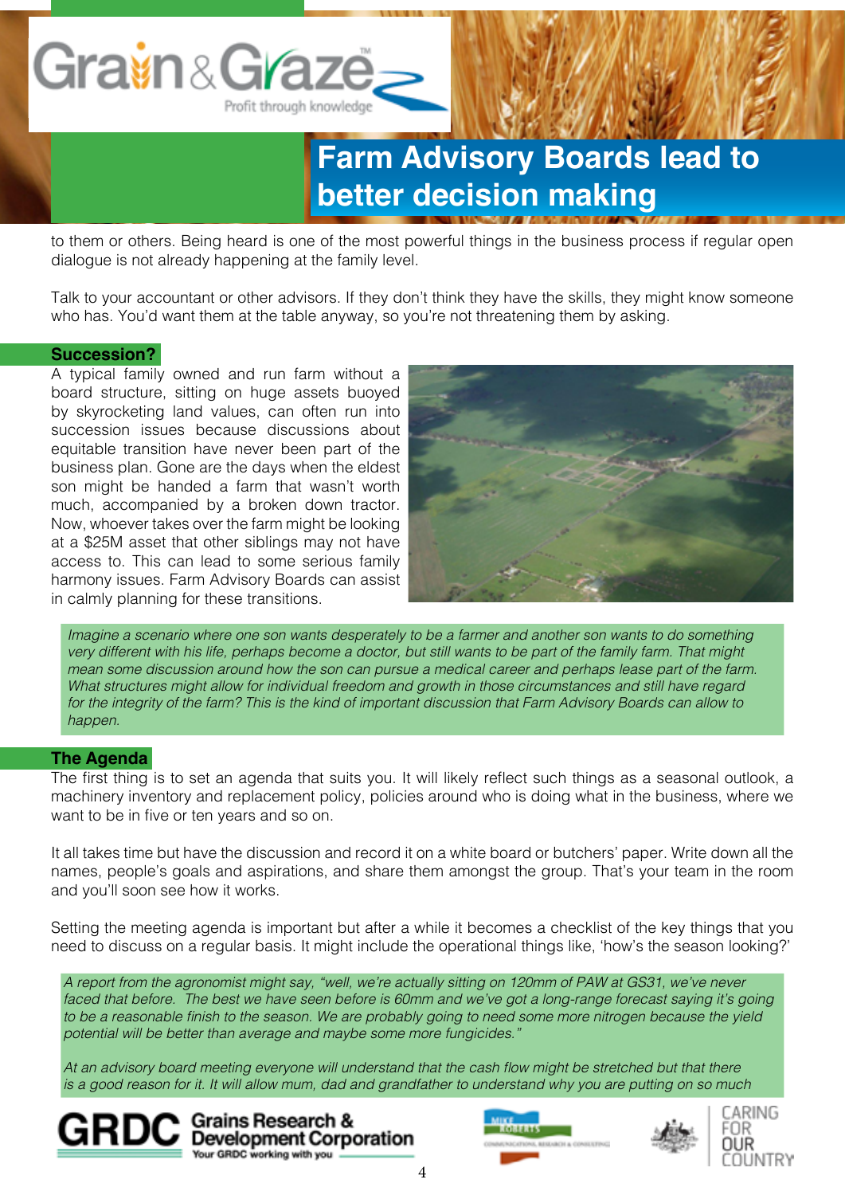to them or others. Being heard is one of the most powerful things in the business process if regular open dialogue is not already happening at the family level.

Talk to your accountant or other advisors. If they don't think they have the skills, they might know someone who has. You'd want them at the table anyway, so you're not threatening them by asking.

## Succession?

A typical family owned and run farm without a board structure, sitting on huge assets buoyed by skyrocketing land values, can often run into succession issues because discussions about equitable transition have never been part of the business plan. Gone are the days when the eldest son might be handed a farm that wasn't worth much, accompanied by a broken down tractor. Now, whoever takes over the farm might be looking at a $25M asset that other siblings may not have access to. This can lead to some serious family harmony issues. Farm Advisory Boards can assist in calmly planning for these transitions.

*Imagine a scenario where one son wants desperately to be a farmer and another son wants to do something very different with his life, perhaps become a doctor, but still wants to be part of the family farm. That might mean some discussion around how the son can pursue a medical career and perhaps lease part of the farm. What structures might allow for individual freedom and growth in those circumstances and still have regard for the integrity of the farm? This is the kind of important discussion that Farm Advisory Boards can allow to happen.*

## The Agenda

The first thing is to set an agenda that suits you. It will likely reflect such things as a seasonal outlook, a machinery inventory and replacement policy, policies around who is doing what in the business, where we want to be in five or ten years and so on.

It all takes time but have the discussion and record it on a white board or butchers' paper. Write down all the names, people's goals and aspirations, and share them amongst the group. That's your team in the room and you'll soon see how it works.

Setting the meeting agenda is important but after a while it becomes a checklist of the key things that you need to discuss on a regular basis. It might include the operational things like, 'how's the season looking?'

*A report from the agronomist might say, "well, we're actually sitting on 120mm of PAW at GS31, we've never faced that before. The best we have seen before is 60mm and we've got a long-range forecast saying it's going to be a reasonable finish to the season. We are probably going to need some more nitrogen because the yield potential will be better than average and maybe some more fungicides."*

*At an advisory board meeting everyone will understand that the cash flow might be stretched but that there is a good reason for it. It will allow mum, dad and grandfather to understand why you are putting on so much*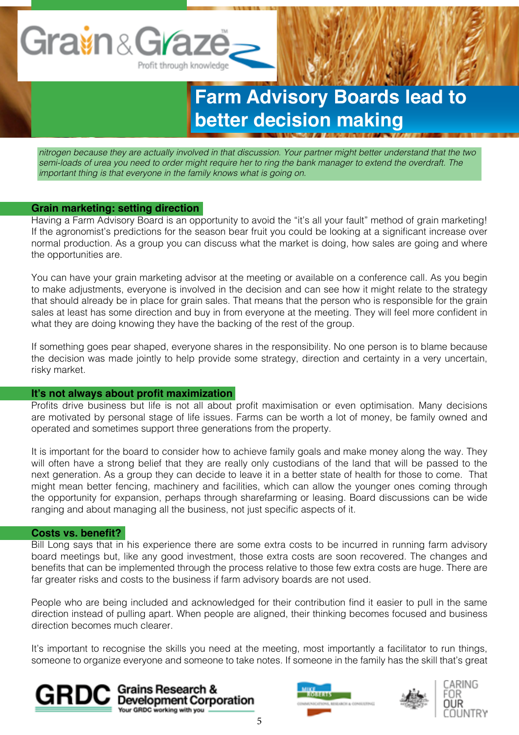*nitrogen because they are actually involved in that discussion. Your partner might better understand that the two semi-loads of urea you need to order might require her to ring the bank manager to extend the overdraft. The important thing is that everyone in the family knows what is going on.*

### Grain marketing: setting direction

Having a Farm Advisory Board is an opportunity to avoid the "it's all your fault" method of grain marketing! If the agronomist's predictions for the season bear fruit you could be looking at a significant increase over normal production. As a group you can discuss what the market is doing, how sales are going and where the opportunities are.

You can have your grain marketing advisor at the meeting or available on a conference call. As you begin to make adjustments, everyone is involved in the decision and can see how it might relate to the strategy that should already be in place for grain sales. That means that the person who is responsible for the grain sales at least has some direction and buy in from everyone at the meeting. They will feel more confident in what they are doing knowing they have the backing of the rest of the group.

If something goes pear shaped, everyone shares in the responsibility. No one person is to blame because the decision was made jointly to help provide some strategy, direction and certainty in a very uncertain, risky market.

### It's not always about profit maximization

Profits drive business but life is not all about profit maximisation or even optimisation. Many decisions are motivated by personal stage of life issues. Farms can be worth a lot of money, be family owned and operated and sometimes support three generations from the property.

It is important for the board to consider how to achieve family goals and make money along the way. They will often have a strong belief that they are really only custodians of the land that will be passed to the next generation. As a group they can decide to leave it in a better state of health for those to come. That might mean better fencing, machinery and facilities, which can allow the younger ones coming through the opportunity for expansion, perhaps through sharefarming or leasing. Board discussions can be wide ranging and about managing all the business, not just specific aspects of it.

### Costs vs. benefit?

Bill Long says that in his experience there are some extra costs to be incurred in running farm advisory board meetings but, like any good investment, those extra costs are soon recovered. The changes and benefits that can be implemented through the process relative to those few extra costs are huge. There are far greater risks and costs to the business if farm advisory boards are not used.

People who are being included and acknowledged for their contribution find it easier to pull in the same direction instead of pulling apart. When people are aligned, their thinking becomes focused and business direction becomes much clearer.

It's important to recognise the skills you need at the meeting, most importantly a facilitator to run things, someone to organize everyone and someone to take notes. If someone in the family has the skill that's great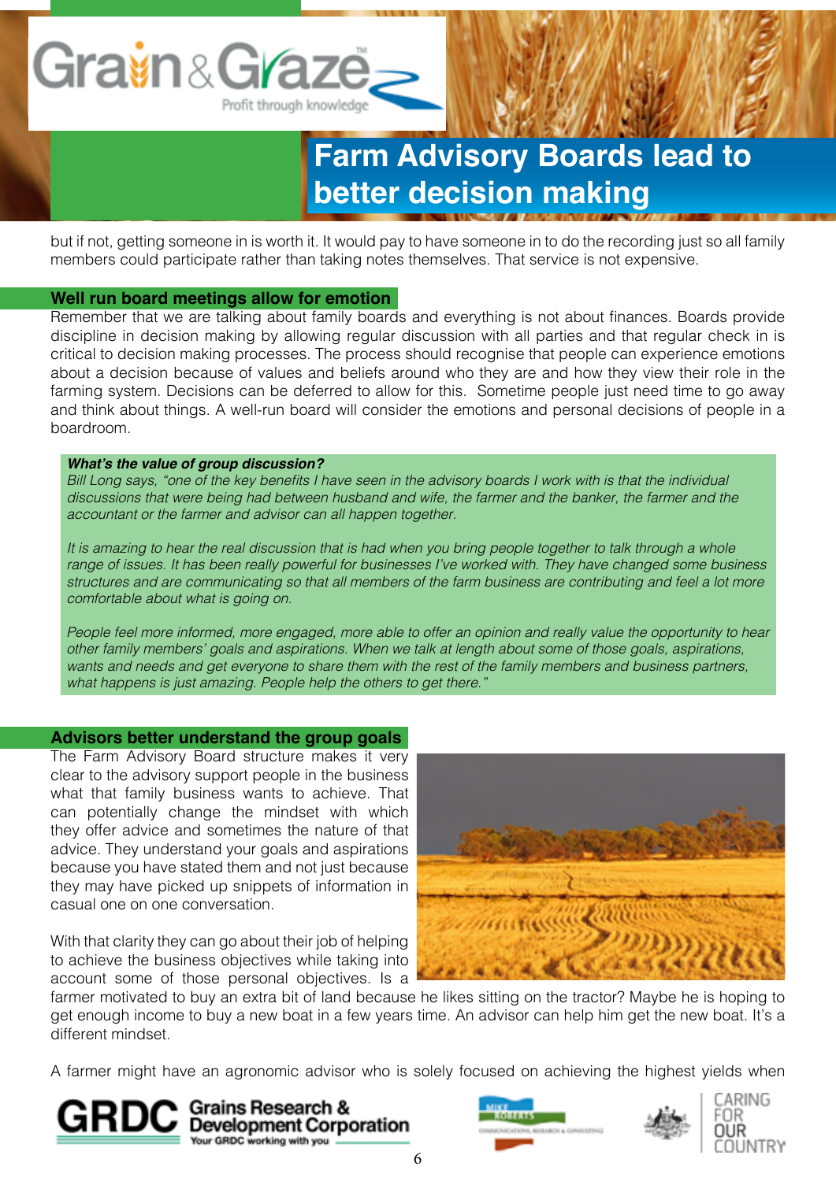but if not, getting someone in is worth it. It would pay to have someone in to do the recording just so all family members could participate rather than taking notes themselves. That service is not expensive.

## Well run board meetings allow for emotion

Remember that we are talking about family boards and everything is not about finances. Boards provide discipline in decision making by allowing regular discussion with all parties and that regular check in is critical to decision making processes. The process should recognise that people can experience emotions about a decision because of values and beliefs around who they are and how they view their role in the farming system. Decisions can be deferred to allow for this. Sometime people just need time to go away and think about things. A well-run board will consider the emotions and personal decisions of people in a boardroom.

> ***What's the value of group discussion?***
>
> *Bill Long says, "one of the key benefits I have seen in the advisory boards I work with is that the individual discussions that were being had between husband and wife, the farmer and the banker, the farmer and the accountant or the farmer and advisor can all happen together.*
>
> *It is amazing to hear the real discussion that is had when you bring people together to talk through a whole range of issues. It has been really powerful for businesses I've worked with. They have changed some business structures and are communicating so that all members of the farm business are contributing and feel a lot more comfortable about what is going on.*
>
> *People feel more informed, more engaged, more able to offer an opinion and really value the opportunity to hear other family members' goals and aspirations. When we talk at length about some of those goals, aspirations, wants and needs and get everyone to share them with the rest of the family members and business partners, what happens is just amazing. People help the others to get there."*

## Advisors better understand the group goals

The Farm Advisory Board structure makes it very clear to the advisory support people in the business what that family business wants to achieve. That can potentially change the mindset with which they offer advice and sometimes the nature of that advice. They understand your goals and aspirations because you have stated them and not just because they may have picked up snippets of information in casual one on one conversation.

With that clarity they can go about their job of helping to achieve the business objectives while taking into account some of those personal objectives. Is a farmer motivated to buy an extra bit of land because he likes sitting on the tractor? Maybe he is hoping to get enough income to buy a new boat in a few years time. An advisor can help him get the new boat. It's a different mindset.

A farmer might have an agronomic advisor who is solely focused on achieving the highest yields when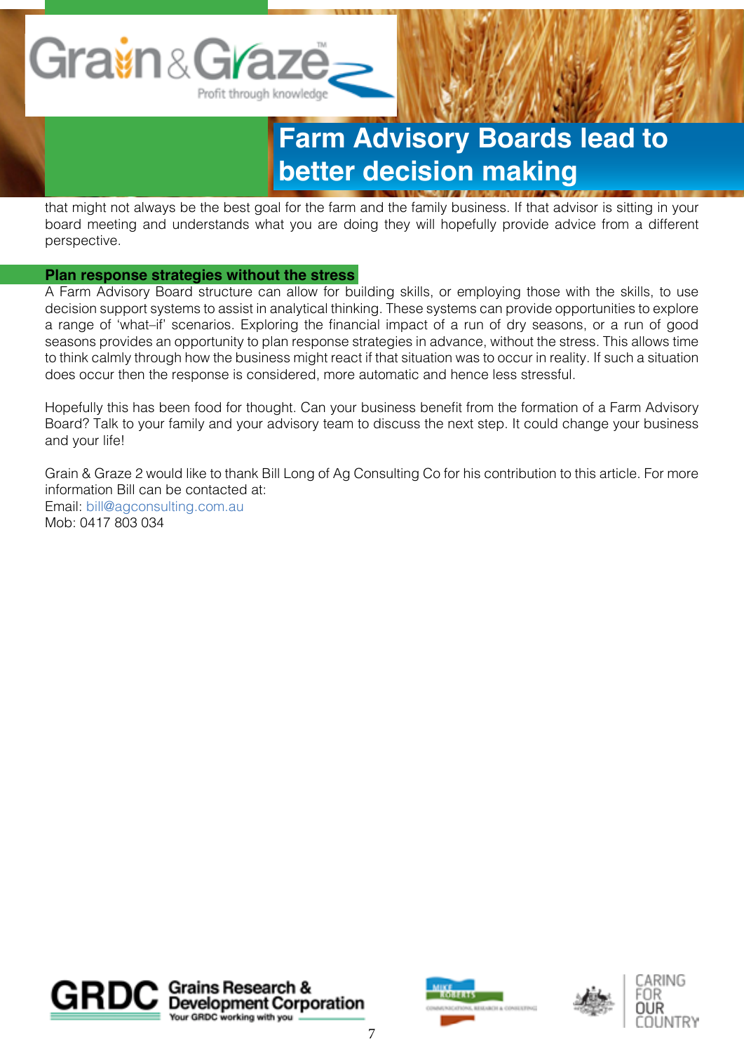that might not always be the best goal for the farm and the family business. If that advisor is sitting in your board meeting and understands what you are doing they will hopefully provide advice from a different perspective.

**Plan response strategies without the stress**

A Farm Advisory Board structure can allow for building skills, or employing those with the skills, to use decision support systems to assist in analytical thinking. These systems can provide opportunities to explore a range of 'what–if' scenarios. Exploring the financial impact of a run of dry seasons, or a run of good seasons provides an opportunity to plan response strategies in advance, without the stress. This allows time to think calmly through how the business might react if that situation was to occur in reality. If such a situation does occur then the response is considered, more automatic and hence less stressful.

Hopefully this has been food for thought. Can your business benefit from the formation of a Farm Advisory Board? Talk to your family and your advisory team to discuss the next step. It could change your business and your life!

Grain & Graze 2 would like to thank Bill Long of Ag Consulting Co for his contribution to this article. For more information Bill can be contacted at:
Email: bill@agconsulting.com.au
Mob: 0417 803 034